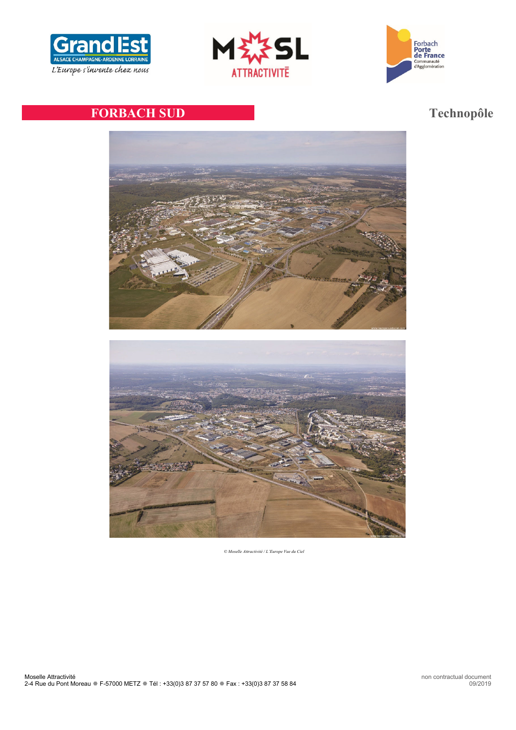# FORBACH SUD

## Technopôle

*© Moselle Attractivité / L'Europe Vue du Ciel*

Moselle Attractivité
2-4 Rue du Pont Moreau ● F-57000 METZ ● Tél : +33(0)3 87 37 57 80 ● Fax : +33(0)3 87 37 58 84

non contractual document
09/2019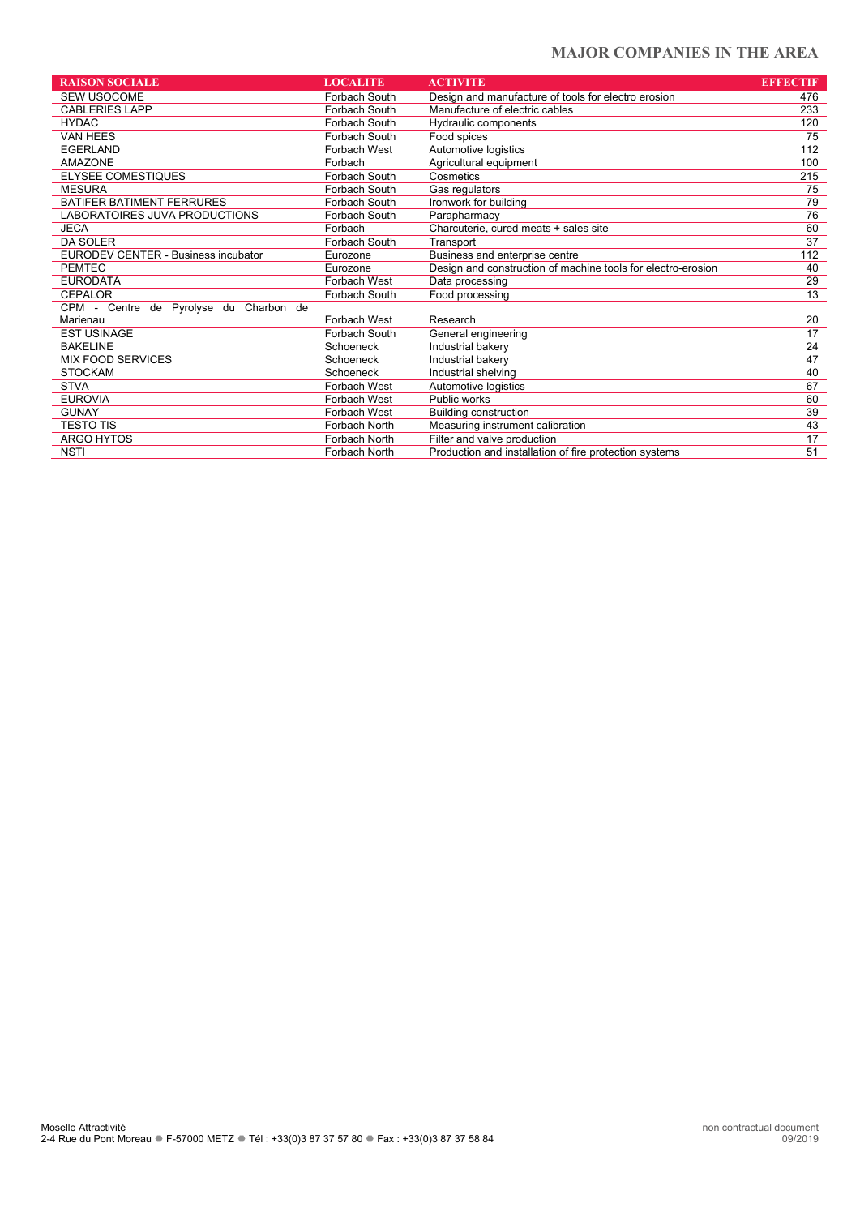## MAJOR COMPANIES IN THE AREA

| RAISON SOCIALE | LOCALITE | ACTIVITE | EFFECTIF |
|---|---|---|---|
| SEW USOCOME | Forbach South | Design and manufacture of tools for electro erosion | 476 |
| CABLERIES LAPP | Forbach South | Manufacture of electric cables | 233 |
| HYDAC | Forbach South | Hydraulic components | 120 |
| VAN HEES | Forbach South | Food spices | 75 |
| EGERLAND | Forbach West | Automotive logistics | 112 |
| AMAZONE | Forbach | Agricultural equipment | 100 |
| ELYSEE COMESTIQUES | Forbach South | Cosmetics | 215 |
| MESURA | Forbach South | Gas regulators | 75 |
| BATIFER BATIMENT FERRURES | Forbach South | Ironwork for building | 79 |
| LABORATOIRES JUVA PRODUCTIONS | Forbach South | Parapharmacy | 76 |
| JECA | Forbach | Charcuterie, cured meats + sales site | 60 |
| DA SOLER | Forbach South | Transport | 37 |
| EURODEV CENTER - Business incubator | Eurozone | Business and enterprise centre | 112 |
| PEMTEC | Eurozone | Design and construction of machine tools for electro-erosion | 40 |
| EURODATA | Forbach West | Data processing | 29 |
| CEPALOR | Forbach South | Food processing | 13 |
| CPM - Centre de Pyrolyse du Charbon de Marienau | Forbach West | Research | 20 |
| EST USINAGE | Forbach South | General engineering | 17 |
| BAKELINE | Schoeneck | Industrial bakery | 24 |
| MIX FOOD SERVICES | Schoeneck | Industrial bakery | 47 |
| STOCKAM | Schoeneck | Industrial shelving | 40 |
| STVA | Forbach West | Automotive logistics | 67 |
| EUROVIA | Forbach West | Public works | 60 |
| GUNAY | Forbach West | Building construction | 39 |
| TESTO TIS | Forbach North | Measuring instrument calibration | 43 |
| ARGO HYTOS | Forbach North | Filter and valve production | 17 |
| NSTI | Forbach North | Production and installation of fire protection systems | 51 |

Moselle Attractivité
2-4 Rue du Pont Moreau ● F-57000 METZ ● Tél : +33(0)3 87 37 57 80 ● Fax : +33(0)3 87 37 58 84

non contractual document
09/2019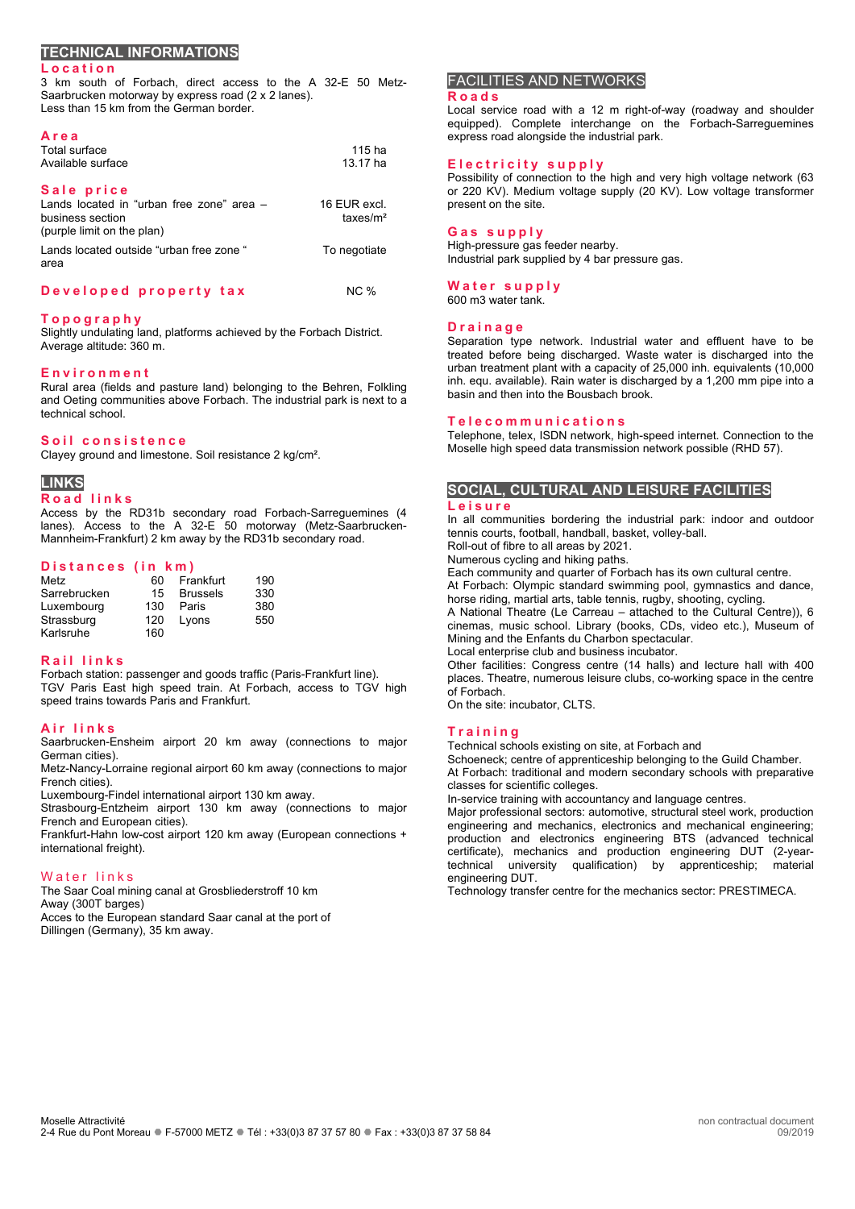## TECHNICAL INFORMATIONS

### Location

3 km south of Forbach, direct access to the A 32-E 50 Metz-Saarbrucken motorway by express road (2 x 2 lanes).
Less than 15 km from the German border.

### Area

| | |
|---|---|
| Total surface | 115 ha |
| Available surface | 13.17 ha |

### Sale price

| | |
|---|---|
| Lands located in "urban free zone" area – business section (purple limit on the plan) | 16 EUR excl. taxes/m² |
| Lands located outside "urban free zone " area | To negotiate |

### Developed property tax

NC %

### Topography

Slightly undulating land, platforms achieved by the Forbach District.
Average altitude: 360 m.

### Environment

Rural area (fields and pasture land) belonging to the Behren, Folkling and Oeting communities above Forbach. The industrial park is next to a technical school.

### Soil consistence

Clayey ground and limestone. Soil resistance 2 kg/cm².

## LINKS

### Road links

Access by the RD31b secondary road Forbach-Sarreguemines (4 lanes). Access to the A 32-E 50 motorway (Metz-Saarbrucken-Mannheim-Frankfurt) 2 km away by the RD31b secondary road.

### Distances (in km)

| | | | |
|---|---|---|---|
| Metz | 60 | Frankfurt | 190 |
| Sarrebrucken | 15 | Brussels | 330 |
| Luxembourg | 130 | Paris | 380 |
| Strassburg | 120 | Lyons | 550 |
| Karlsruhe | 160 | | |

### Rail links

Forbach station: passenger and goods traffic (Paris-Frankfurt line).
TGV Paris East high speed train. At Forbach, access to TGV high speed trains towards Paris and Frankfurt.

### Air links

Saarbrucken-Ensheim airport 20 km away (connections to major German cities).
Metz-Nancy-Lorraine regional airport 60 km away (connections to major French cities).
Luxembourg-Findel international airport 130 km away.
Strasbourg-Entzheim airport 130 km away (connections to major French and European cities).
Frankfurt-Hahn low-cost airport 120 km away (European connections + international freight).

### Water links

The Saar Coal mining canal at Grosbliederstroff 10 km
Away (300T barges)
Acces to the European standard Saar canal at the port of
Dillingen (Germany), 35 km away.

## FACILITIES AND NETWORKS

### Roads

Local service road with a 12 m right-of-way (roadway and shoulder equipped). Complete interchange on the Forbach-Sarreguemines express road alongside the industrial park.

### Electricity supply

Possibility of connection to the high and very high voltage network (63 or 220 KV). Medium voltage supply (20 KV). Low voltage transformer present on the site.

### Gas supply

High-pressure gas feeder nearby.
Industrial park supplied by 4 bar pressure gas.

### Water supply

600 m3 water tank.

### Drainage

Separation type network. Industrial water and effluent have to be treated before being discharged. Waste water is discharged into the urban treatment plant with a capacity of 25,000 inh. equivalents (10,000 inh. equ. available). Rain water is discharged by a 1,200 mm pipe into a basin and then into the Bousbach brook.

### Telecommunications

Telephone, telex, ISDN network, high-speed internet. Connection to the Moselle high speed data transmission network possible (RHD 57).

## SOCIAL, CULTURAL AND LEISURE FACILITIES

### Leisure

In all communities bordering the industrial park: indoor and outdoor tennis courts, football, handball, basket, volley-ball.
Roll-out of fibre to all areas by 2021.
Numerous cycling and hiking paths.
Each community and quarter of Forbach has its own cultural centre.
At Forbach: Olympic standard swimming pool, gymnastics and dance, horse riding, martial arts, table tennis, rugby, shooting, cycling.
A National Theatre (Le Carreau – attached to the Cultural Centre)), 6 cinemas, music school. Library (books, CDs, video etc.), Museum of Mining and the Enfants du Charbon spectacular.
Local enterprise club and business incubator.
Other facilities: Congress centre (14 halls) and lecture hall with 400 places. Theatre, numerous leisure clubs, co-working space in the centre of Forbach.
On the site: incubator, CLTS.

### Training

Technical schools existing on site, at Forbach and
Schoeneck; centre of apprenticeship belonging to the Guild Chamber.
At Forbach: traditional and modern secondary schools with preparative classes for scientific colleges.
In-service training with accountancy and language centres.
Major professional sectors: automotive, structural steel work, production engineering and mechanics, electronics and mechanical engineering; production and electronics engineering BTS (advanced technical certificate), mechanics and production engineering DUT (2-year-technical university qualification) by apprenticeship; material engineering DUT.
Technology transfer centre for the mechanics sector: PRESTIMECA.

Moselle Attractivité
2-4 Rue du Pont Moreau ● F-57000 METZ ● Tél : +33(0)3 87 37 57 80 ● Fax : +33(0)3 87 37 58 84

non contractual document
09/2019